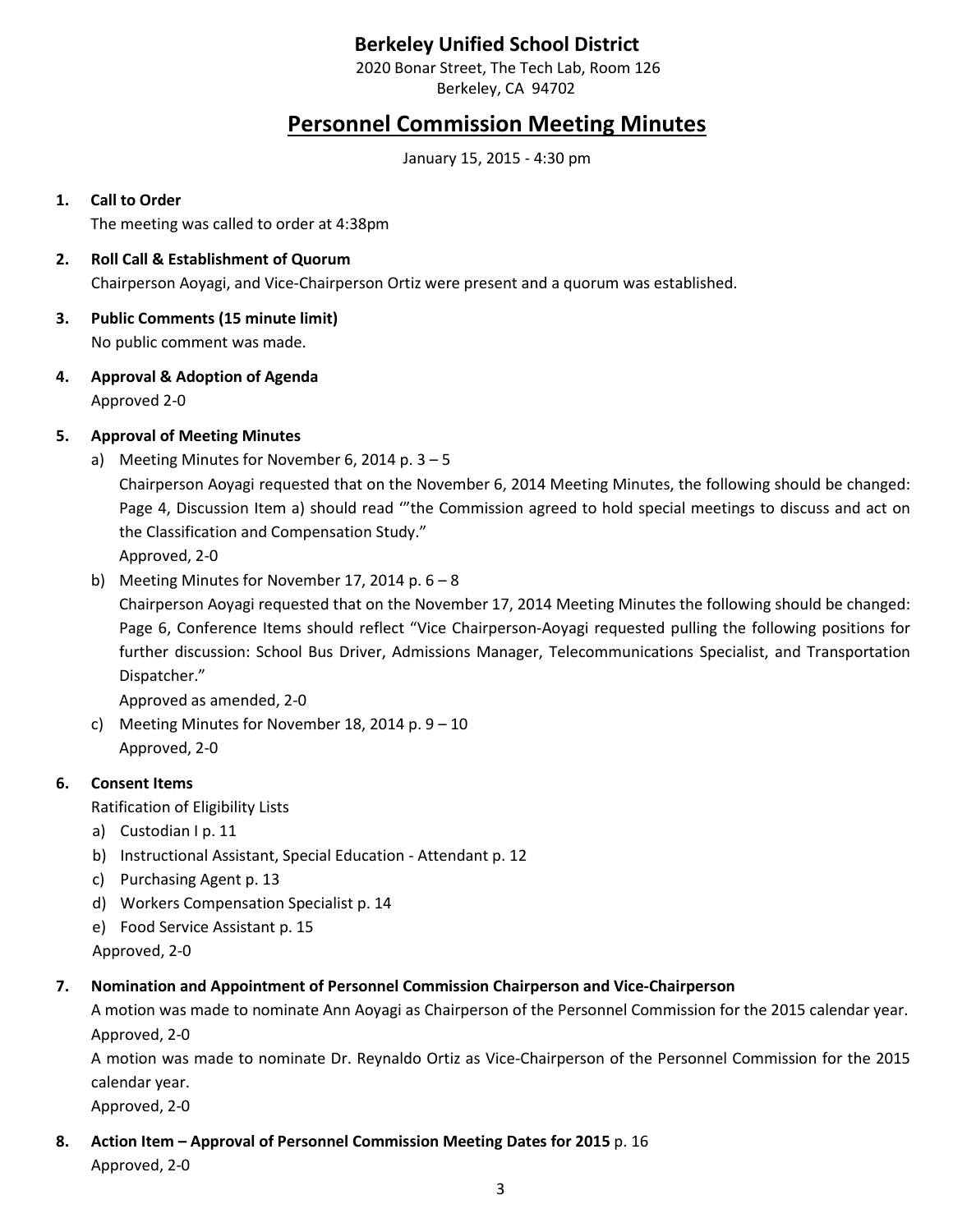**Berkeley Unified School District**

2020 Bonar Street, The Tech Lab, Room 126
Berkeley, CA 94702

# Personnel Commission Meeting Minutes

January 15, 2015 - 4:30 pm

1. **Call to Order**
   The meeting was called to order at 4:38pm

2. **Roll Call & Establishment of Quorum**
   Chairperson Aoyagi, and Vice-Chairperson Ortiz were present and a quorum was established.

3. **Public Comments (15 minute limit)**
   No public comment was made.

4. **Approval & Adoption of Agenda**
   Approved 2-0

5. **Approval of Meeting Minutes**
   a) Meeting Minutes for November 6, 2014 p. 3 – 5
      Chairperson Aoyagi requested that on the November 6, 2014 Meeting Minutes, the following should be changed: Page 4, Discussion Item a) should read '"the Commission agreed to hold special meetings to discuss and act on the Classification and Compensation Study."
      Approved, 2-0
   b) Meeting Minutes for November 17, 2014 p. 6 – 8
      Chairperson Aoyagi requested that on the November 17, 2014 Meeting Minutes the following should be changed: Page 6, Conference Items should reflect "Vice Chairperson-Aoyagi requested pulling the following positions for further discussion: School Bus Driver, Admissions Manager, Telecommunications Specialist, and Transportation Dispatcher."
      Approved as amended, 2-0
   c) Meeting Minutes for November 18, 2014 p. 9 – 10
      Approved, 2-0

6. **Consent Items**
   Ratification of Eligibility Lists
   a) Custodian I p. 11
   b) Instructional Assistant, Special Education - Attendant p. 12
   c) Purchasing Agent p. 13
   d) Workers Compensation Specialist p. 14
   e) Food Service Assistant p. 15

   Approved, 2-0

7. **Nomination and Appointment of Personnel Commission Chairperson and Vice-Chairperson**
   A motion was made to nominate Ann Aoyagi as Chairperson of the Personnel Commission for the 2015 calendar year.
   Approved, 2-0
   A motion was made to nominate Dr. Reynaldo Ortiz as Vice-Chairperson of the Personnel Commission for the 2015 calendar year.
   Approved, 2-0

8. **Action Item – Approval of Personnel Commission Meeting Dates for 2015** p. 16
   Approved, 2-0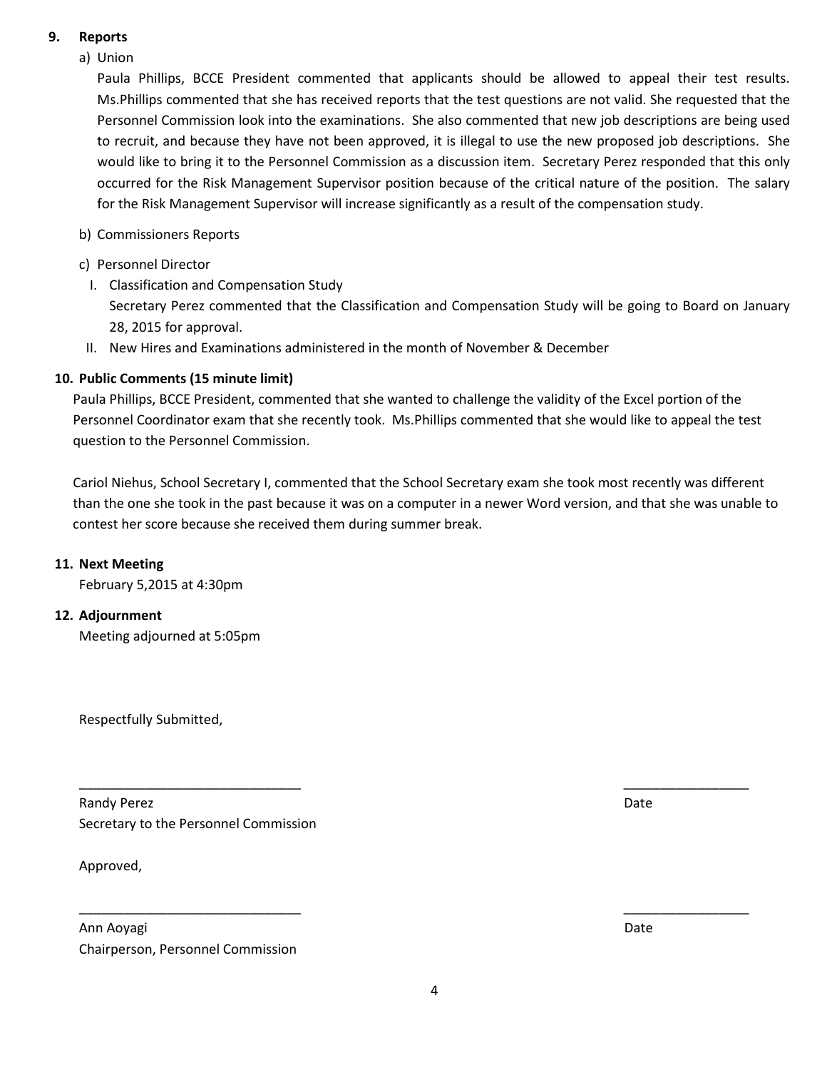**9. Reports**

a) Union

Paula Phillips, BCCE President commented that applicants should be allowed to appeal their test results. Ms.Phillips commented that she has received reports that the test questions are not valid. She requested that the Personnel Commission look into the examinations. She also commented that new job descriptions are being used to recruit, and because they have not been approved, it is illegal to use the new proposed job descriptions. She would like to bring it to the Personnel Commission as a discussion item. Secretary Perez responded that this only occurred for the Risk Management Supervisor position because of the critical nature of the position. The salary for the Risk Management Supervisor will increase significantly as a result of the compensation study.

b) Commissioners Reports

c) Personnel Director

I. Classification and Compensation Study

Secretary Perez commented that the Classification and Compensation Study will be going to Board on January 28, 2015 for approval.

II. New Hires and Examinations administered in the month of November & December

**10. Public Comments (15 minute limit)**

Paula Phillips, BCCE President, commented that she wanted to challenge the validity of the Excel portion of the Personnel Coordinator exam that she recently took. Ms.Phillips commented that she would like to appeal the test question to the Personnel Commission.

Cariol Niehus, School Secretary I, commented that the School Secretary exam she took most recently was different than the one she took in the past because it was on a computer in a newer Word version, and that she was unable to contest her score because she received them during summer break.

**11. Next Meeting**

February 5,2015 at 4:30pm

**12. Adjournment**

Meeting adjourned at 5:05pm

Respectfully Submitted,

______________________________ ________________

Randy Perez Date

Secretary to the Personnel Commission

Approved,

______________________________ ________________

Ann Aoyagi Date

Chairperson, Personnel Commission